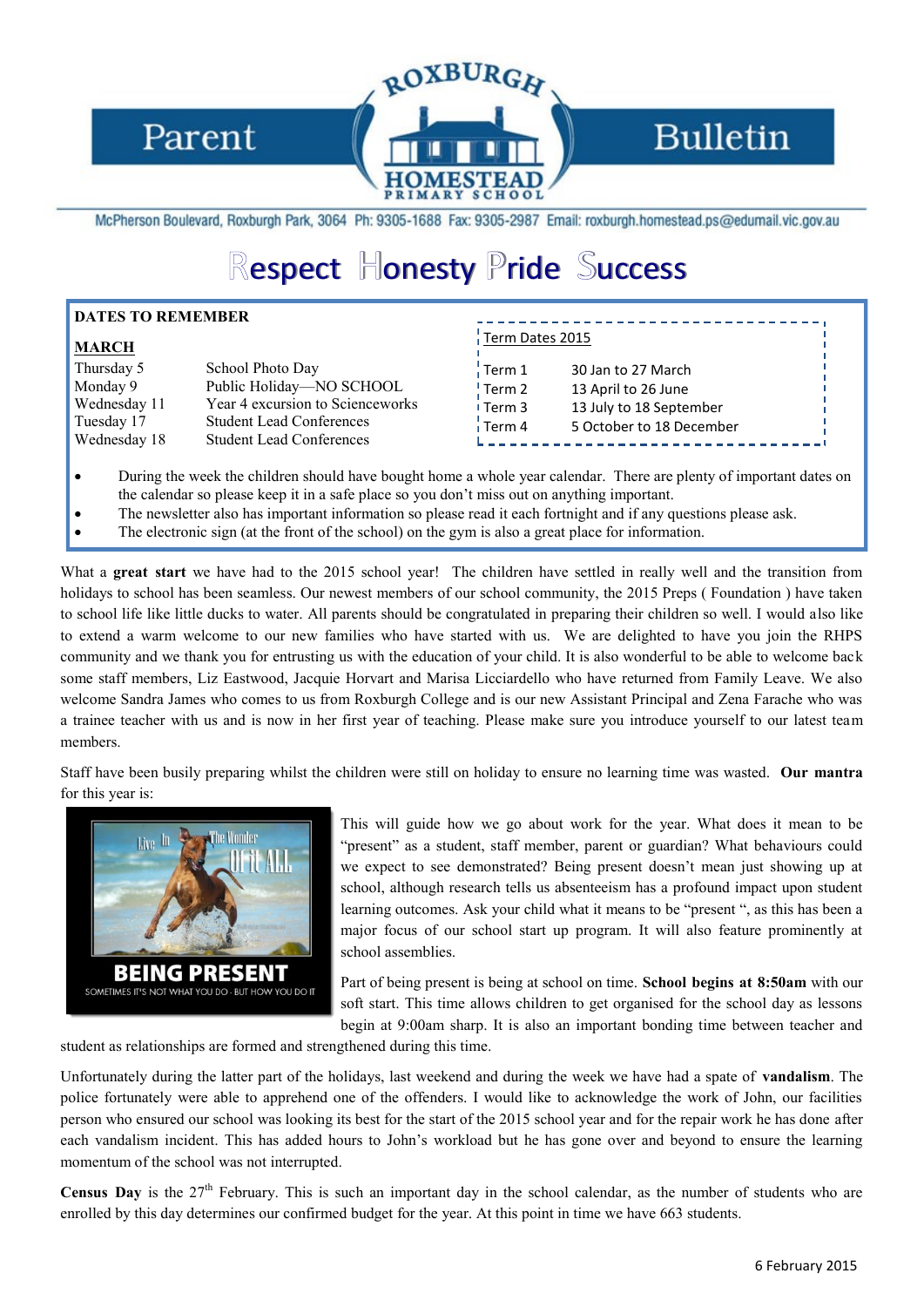# Parent Bulletin

**ROXBURGH HOMESTEAD PRIMARY SCHOOL**

McPherson Boulevard, Roxburgh Park, 3064 Ph: 9305-1688 Fax: 9305-2987 Email: roxburgh.homestead.ps@edumail.vic.gov.au

## Respect Honesty Pride Success

**DATES TO REMEMBER**

**MARCH**

| | |
|---|---|
| Thursday 5 | School Photo Day |
| Monday 9 | Public Holiday—NO SCHOOL |
| Wednesday 11 | Year 4 excursion to Scienceworks |
| Tuesday 17 | Student Lead Conferences |
| Wednesday 18 | Student Lead Conferences |

Term Dates 2015

| | |
|---|---|
| Term 1 | 30 Jan to 27 March |
| Term 2 | 13 April to 26 June |
| Term 3 | 13 July to 18 September |
| Term 4 | 5 October to 18 December |

- During the week the children should have bought home a whole year calendar. There are plenty of important dates on the calendar so please keep it in a safe place so you don't miss out on anything important.
- The newsletter also has important information so please read it each fortnight and if any questions please ask.
- The electronic sign (at the front of the school) on the gym is also a great place for information.

What a **great start** we have had to the 2015 school year! The children have settled in really well and the transition from holidays to school has been seamless. Our newest members of our school community, the 2015 Preps ( Foundation ) have taken to school life like little ducks to water. All parents should be congratulated in preparing their children so well. I would also like to extend a warm welcome to our new families who have started with us. We are delighted to have you join the RHPS community and we thank you for entrusting us with the education of your child. It is also wonderful to be able to welcome back some staff members, Liz Eastwood, Jacquie Horvart and Marisa Licciardello who have returned from Family Leave. We also welcome Sandra James who comes to us from Roxburgh College and is our new Assistant Principal and Zena Farache who was a trainee teacher with us and is now in her first year of teaching. Please make sure you introduce yourself to our latest team members.

Staff have been busily preparing whilst the children were still on holiday to ensure no learning time was wasted. **Our mantra** for this year is:

Live In The Wonder Of It ALL

**BEING PRESENT**

SOMETIMES IT'S NOT WHAT YOU DO - BUT HOW YOU DO IT

This will guide how we go about work for the year. What does it mean to be "present" as a student, staff member, parent or guardian? What behaviours could we expect to see demonstrated? Being present doesn't mean just showing up at school, although research tells us absenteeism has a profound impact upon student learning outcomes. Ask your child what it means to be "present ", as this has been a major focus of our school start up program. It will also feature prominently at school assemblies.

Part of being present is being at school on time. **School begins at 8:50am** with our soft start. This time allows children to get organised for the school day as lessons begin at 9:00am sharp. It is also an important bonding time between teacher and student as relationships are formed and strengthened during this time.

Unfortunately during the latter part of the holidays, last weekend and during the week we have had a spate of **vandalism**. The police fortunately were able to apprehend one of the offenders. I would like to acknowledge the work of John, our facilities person who ensured our school was looking its best for the start of the 2015 school year and for the repair work he has done after each vandalism incident. This has added hours to John's workload but he has gone over and beyond to ensure the learning momentum of the school was not interrupted.

**Census Day** is the 27th February. This is such an important day in the school calendar, as the number of students who are enrolled by this day determines our confirmed budget for the year. At this point in time we have 663 students.

6 February 2015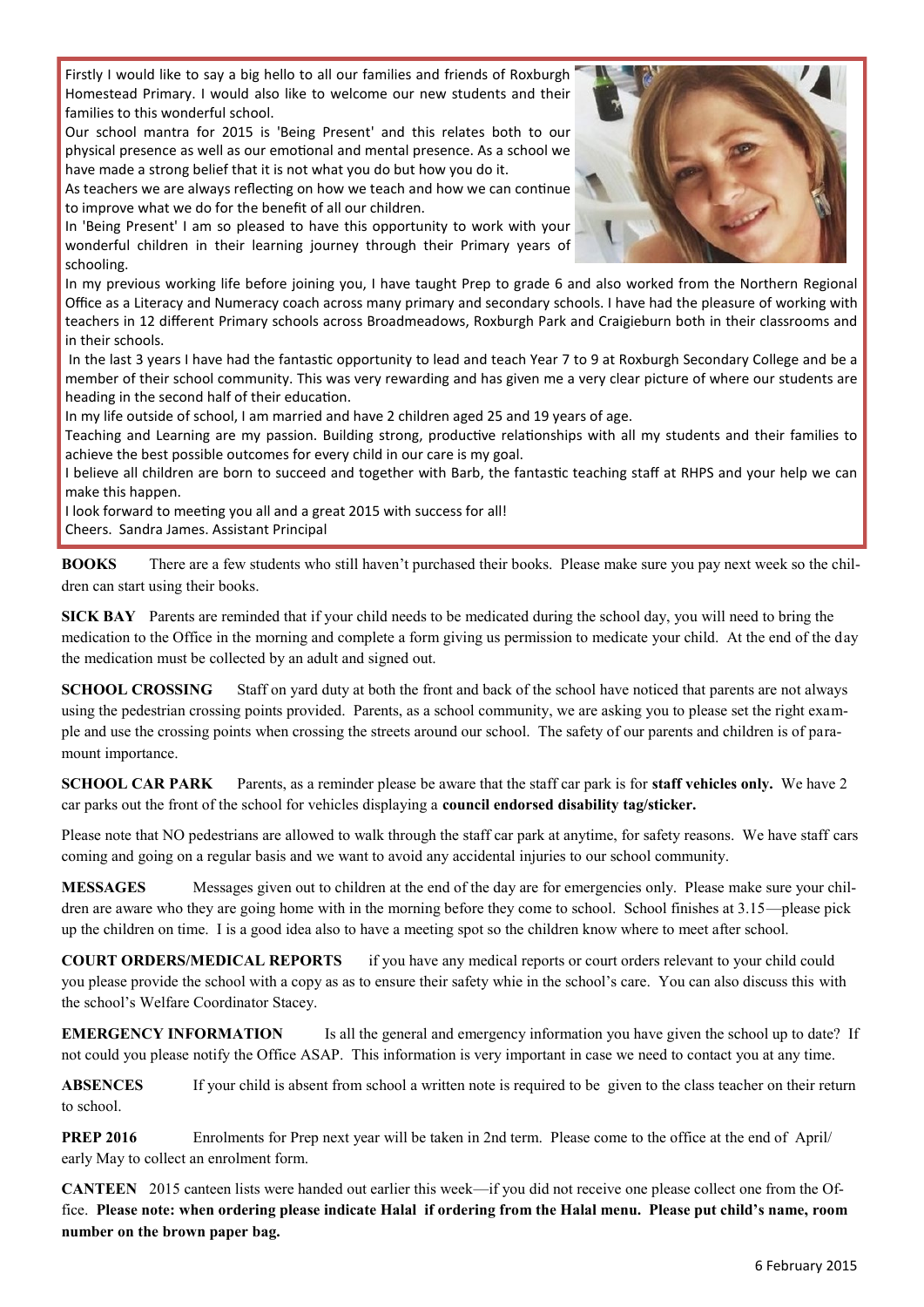Firstly I would like to say a big hello to all our families and friends of Roxburgh Homestead Primary. I would also like to welcome our new students and their families to this wonderful school.

Our school mantra for 2015 is 'Being Present' and this relates both to our physical presence as well as our emotional and mental presence. As a school we have made a strong belief that it is not what you do but how you do it.

As teachers we are always reflecting on how we teach and how we can continue to improve what we do for the benefit of all our children.

In 'Being Present' I am so pleased to have this opportunity to work with your wonderful children in their learning journey through their Primary years of schooling.

In my previous working life before joining you, I have taught Prep to grade 6 and also worked from the Northern Regional Office as a Literacy and Numeracy coach across many primary and secondary schools. I have had the pleasure of working with teachers in 12 different Primary schools across Broadmeadows, Roxburgh Park and Craigieburn both in their classrooms and in their schools.

In the last 3 years I have had the fantastic opportunity to lead and teach Year 7 to 9 at Roxburgh Secondary College and be a member of their school community. This was very rewarding and has given me a very clear picture of where our students are heading in the second half of their education.

In my life outside of school, I am married and have 2 children aged 25 and 19 years of age.

Teaching and Learning are my passion. Building strong, productive relationships with all my students and their families to achieve the best possible outcomes for every child in our care is my goal.

I believe all children are born to succeed and together with Barb, the fantastic teaching staff at RHPS and your help we can make this happen.

I look forward to meeting you all and a great 2015 with success for all!

Cheers. Sandra James. Assistant Principal

**BOOKS** There are a few students who still haven't purchased their books. Please make sure you pay next week so the children can start using their books.

**SICK BAY** Parents are reminded that if your child needs to be medicated during the school day, you will need to bring the medication to the Office in the morning and complete a form giving us permission to medicate your child. At the end of the day the medication must be collected by an adult and signed out.

**SCHOOL CROSSING** Staff on yard duty at both the front and back of the school have noticed that parents are not always using the pedestrian crossing points provided. Parents, as a school community, we are asking you to please set the right example and use the crossing points when crossing the streets around our school. The safety of our parents and children is of paramount importance.

**SCHOOL CAR PARK** Parents, as a reminder please be aware that the staff car park is for **staff vehicles only.** We have 2 car parks out the front of the school for vehicles displaying a **council endorsed disability tag/sticker.**

Please note that NO pedestrians are allowed to walk through the staff car park at anytime, for safety reasons. We have staff cars coming and going on a regular basis and we want to avoid any accidental injuries to our school community.

**MESSAGES** Messages given out to children at the end of the day are for emergencies only. Please make sure your children are aware who they are going home with in the morning before they come to school. School finishes at 3.15—please pick up the children on time. I is a good idea also to have a meeting spot so the children know where to meet after school.

**COURT ORDERS/MEDICAL REPORTS** if you have any medical reports or court orders relevant to your child could you please provide the school with a copy as as to ensure their safety whie in the school's care. You can also discuss this with the school's Welfare Coordinator Stacey.

**EMERGENCY INFORMATION** Is all the general and emergency information you have given the school up to date? If not could you please notify the Office ASAP. This information is very important in case we need to contact you at any time.

**ABSENCES** If your child is absent from school a written note is required to be given to the class teacher on their return to school.

**PREP 2016** Enrolments for Prep next year will be taken in 2nd term. Please come to the office at the end of April/ early May to collect an enrolment form.

**CANTEEN** 2015 canteen lists were handed out earlier this week—if you did not receive one please collect one from the Office. **Please note: when ordering please indicate Halal if ordering from the Halal menu. Please put child's name, room number on the brown paper bag.**

6 February 2015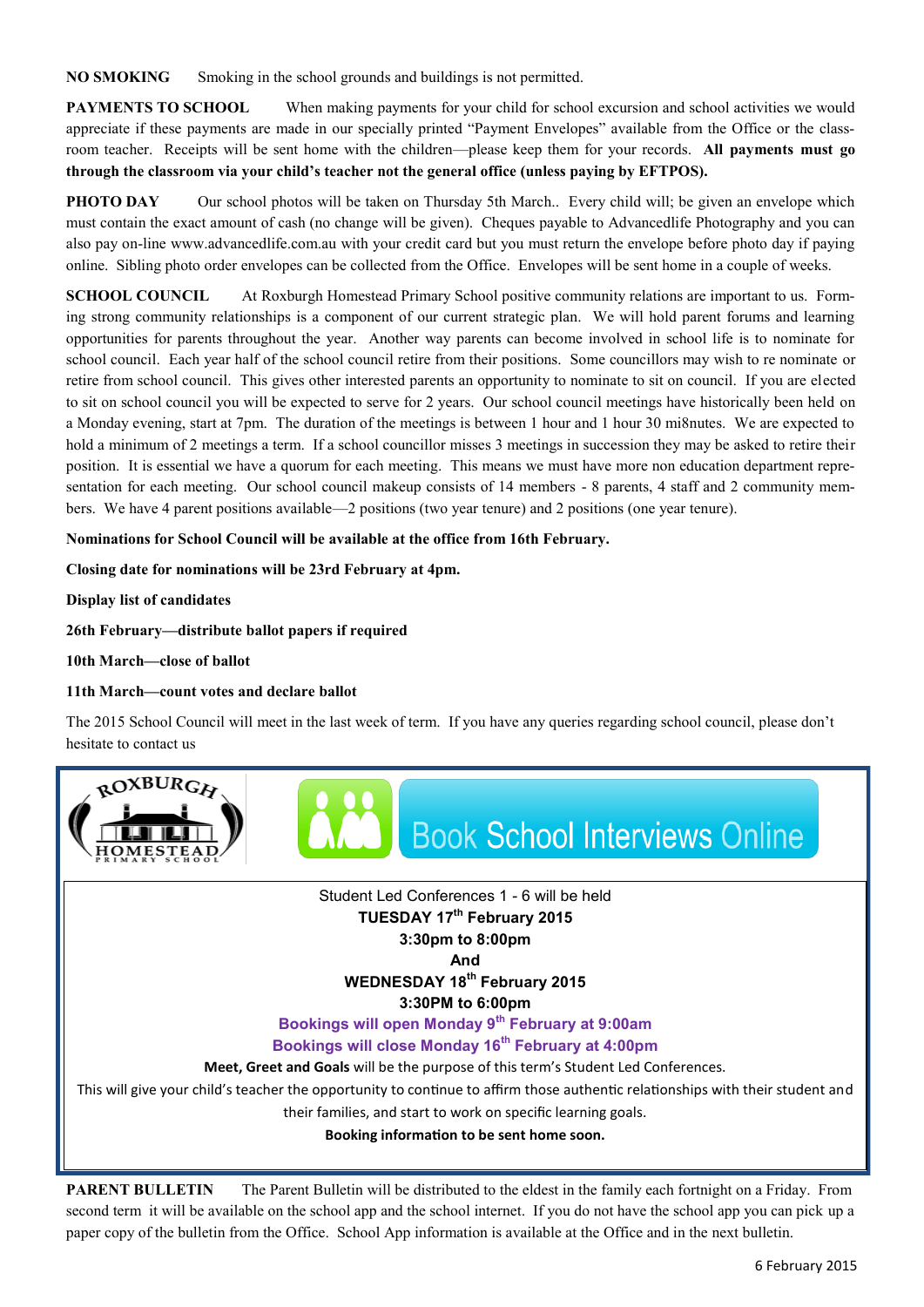**NO SMOKING** Smoking in the school grounds and buildings is not permitted.

**PAYMENTS TO SCHOOL** When making payments for your child for school excursion and school activities we would appreciate if these payments are made in our specially printed "Payment Envelopes" available from the Office or the classroom teacher. Receipts will be sent home with the children—please keep them for your records. **All payments must go through the classroom via your child's teacher not the general office (unless paying by EFTPOS).**

**PHOTO DAY** Our school photos will be taken on Thursday 5th March.. Every child will; be given an envelope which must contain the exact amount of cash (no change will be given). Cheques payable to Advancedlife Photography and you can also pay on-line www.advancedlife.com.au with your credit card but you must return the envelope before photo day if paying online. Sibling photo order envelopes can be collected from the Office. Envelopes will be sent home in a couple of weeks.

**SCHOOL COUNCIL** At Roxburgh Homestead Primary School positive community relations are important to us. Forming strong community relationships is a component of our current strategic plan. We will hold parent forums and learning opportunities for parents throughout the year. Another way parents can become involved in school life is to nominate for school council. Each year half of the school council retire from their positions. Some councillors may wish to re nominate or retire from school council. This gives other interested parents an opportunity to nominate to sit on council. If you are elected to sit on school council you will be expected to serve for 2 years. Our school council meetings have historically been held on a Monday evening, start at 7pm. The duration of the meetings is between 1 hour and 1 hour 30 mi8nutes. We are expected to hold a minimum of 2 meetings a term. If a school councillor misses 3 meetings in succession they may be asked to retire their position. It is essential we have a quorum for each meeting. This means we must have more non education department representation for each meeting. Our school council makeup consists of 14 members - 8 parents, 4 staff and 2 community members. We have 4 parent positions available—2 positions (two year tenure) and 2 positions (one year tenure).

**Nominations for School Council will be available at the office from 16th February.**

**Closing date for nominations will be 23rd February at 4pm.**

**Display list of candidates**

**26th February—distribute ballot papers if required**

**10th March—close of ballot**

**11th March—count votes and declare ballot**

The 2015 School Council will meet in the last week of term. If you have any queries regarding school council, please don't hesitate to contact us

ROXBURGH HOMESTEAD PRIMARY SCHOOL

**Book School Interviews Online**

Student Led Conferences 1 - 6 will be held

**TUESDAY 17th February 2015**

**3:30pm to 8:00pm**

**And**

**WEDNESDAY 18th February 2015**

**3:30PM to 6:00pm**

**Bookings will open Monday 9th February at 9:00am**

**Bookings will close Monday 16th February at 4:00pm**

**Meet, Greet and Goals** will be the purpose of this term's Student Led Conferences.

This will give your child's teacher the opportunity to continue to affirm those authentic relationships with their student and their families, and start to work on specific learning goals.

**Booking information to be sent home soon.**

**PARENT BULLETIN** The Parent Bulletin will be distributed to the eldest in the family each fortnight on a Friday. From second term it will be available on the school app and the school internet. If you do not have the school app you can pick up a paper copy of the bulletin from the Office. School App information is available at the Office and in the next bulletin.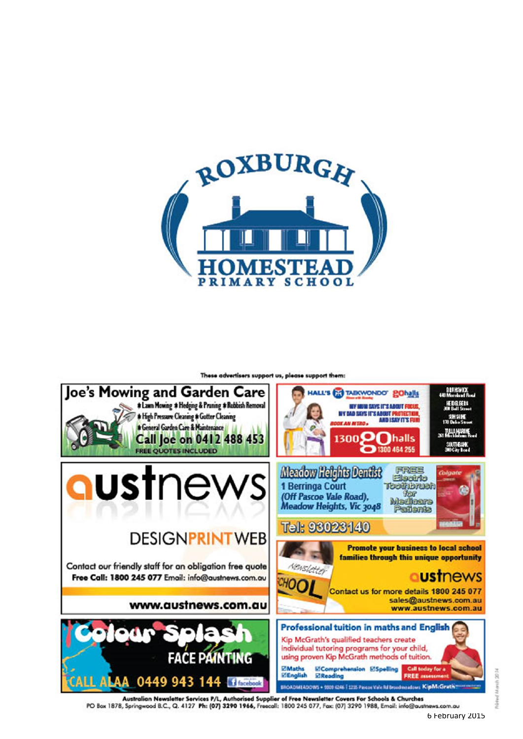ROXBURGH

HOMESTEAD

PRIMARY SCHOOL

These advertisers support us, please support them:

**Joe's Mowing and Garden Care**

* Lawn Mowing * Hedging & Pruning * Rubbish Removal
* High Pressure Cleaning * Gutter Cleaning
* General Garden Care & Maintenance

Call Joe on 0412 488 453

FREE QUOTES INCLUDED

HALL'S TAEKWONDO 8Ohalls

MY MUM SAYS IT'S ABOUT FOCUS, MY DAD SAYS IT'S ABOUT PROTECTION, AND I SAY IT'S FUN!

BOOK AN INTRO »

1300 GO halls 1300 464 255

BRUNSWICK 448 Moreland Road
HEIDELBERG 300 Bell Street
SUNSHINE 178 Duke Street
TULLAMARINE 261 Mickleham Road
SOUTHBANK 300 City Road

**austnews**

DESIGN PRINT WEB

Contact our friendly staff for an obligation free quote

**Free Call: 1800 245 077** Email: info@austnews.com.au

**www.austnews.com.au**

**Meadow Heights Dentist**

1 Berringa Court
(Off Pascoe Vale Road),
Meadow Heights, Vic 3048

FREE Electric Toothbrush for Medicare Patients

Tel: 93023140

**Promote your business to local school families through this unique opportunity**

austnews

Contact us for more details 1800 245 077
sales@austnews.com.au
www.austnews.com.au

**Colour Splash**

FACE PAINTING

CALL ALAA 0449 943 144

**Professional tuition in maths and English**

Kip McGrath's qualified teachers create individual tutoring programs for your child, using proven Kip McGrath methods of tuition.

☑Maths ☑English ☑Comprehension ☑Reading ☑Spelling

Call today for a FREE assessment

BROADMEADOWS • 9309 6246 | 1235 Pascoe Vale Rd Broadmeadows KipMcGrath

**Australian Newsletter Services P/L, Authorised Supplier of Free Newsletter Covers For Schools & Churches**
PO Box 1878, Springwood B.C., Q. 4127 **Ph: (07) 3290 1966,** Freecall: 1800 245 077, Fax: (07) 3290 1988, Email: info@austnews.com.au

6 February 2015